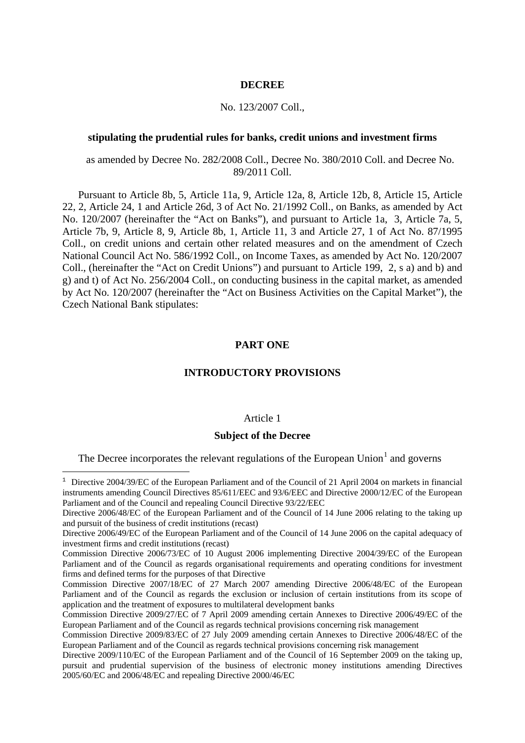**DECREE**

No. 123/2007 Coll.,

**stipulating the prudential rules for banks, credit unions and investment firms**

as amended by Decree No. 282/2008 Coll., Decree No. 380/2010 Coll. and Decree No. 89/2011 Coll.

Pursuant to Article 8b, 5, Article 11a, 9, Article 12a, 8, Article 12b, 8, Article 15, Article 22, 2, Article 24, 1 and Article 26d, 3 of Act No. 21/1992 Coll., on Banks, as amended by Act No. 120/2007 (hereinafter the "Act on Banks"), and pursuant to Article 1a, 3, Article 7a, 5, Article 7b, 9, Article 8, 9, Article 8b, 1, Article 11, 3 and Article 27, 1 of Act No. 87/1995 Coll., on credit unions and certain other related measures and on the amendment of Czech National Council Act No. 586/1992 Coll., on Income Taxes, as amended by Act No. 120/2007 Coll., (hereinafter the "Act on Credit Unions") and pursuant to Article 199, 2, s a) and b) and g) and t) of Act No. 256/2004 Coll., on conducting business in the capital market, as amended by Act No. 120/2007 (hereinafter the "Act on Business Activities on the Capital Market"), the Czech National Bank stipulates:

## PART ONE

## INTRODUCTORY PROVISIONS

Article 1

**Subject of the Decree**

The Decree incorporates the relevant regulations of the European Union[1] and governs

---

[1] Directive 2004/39/EC of the European Parliament and of the Council of 21 April 2004 on markets in financial instruments amending Council Directives 85/611/EEC and 93/6/EEC and Directive 2000/12/EC of the European Parliament and of the Council and repealing Council Directive 93/22/EEC

Directive 2006/48/EC of the European Parliament and of the Council of 14 June 2006 relating to the taking up and pursuit of the business of credit institutions (recast)

Directive 2006/49/EC of the European Parliament and of the Council of 14 June 2006 on the capital adequacy of investment firms and credit institutions (recast)

Commission Directive 2006/73/EC of 10 August 2006 implementing Directive 2004/39/EC of the European Parliament and of the Council as regards organisational requirements and operating conditions for investment firms and defined terms for the purposes of that Directive

Commission Directive 2007/18/EC of 27 March 2007 amending Directive 2006/48/EC of the European Parliament and of the Council as regards the exclusion or inclusion of certain institutions from its scope of application and the treatment of exposures to multilateral development banks

Commission Directive 2009/27/EC of 7 April 2009 amending certain Annexes to Directive 2006/49/EC of the European Parliament and of the Council as regards technical provisions concerning risk management

Commission Directive 2009/83/EC of 27 July 2009 amending certain Annexes to Directive 2006/48/EC of the European Parliament and of the Council as regards technical provisions concerning risk management

Directive 2009/110/EC of the European Parliament and of the Council of 16 September 2009 on the taking up, pursuit and prudential supervision of the business of electronic money institutions amending Directives 2005/60/EC and 2006/48/EC and repealing Directive 2000/46/EC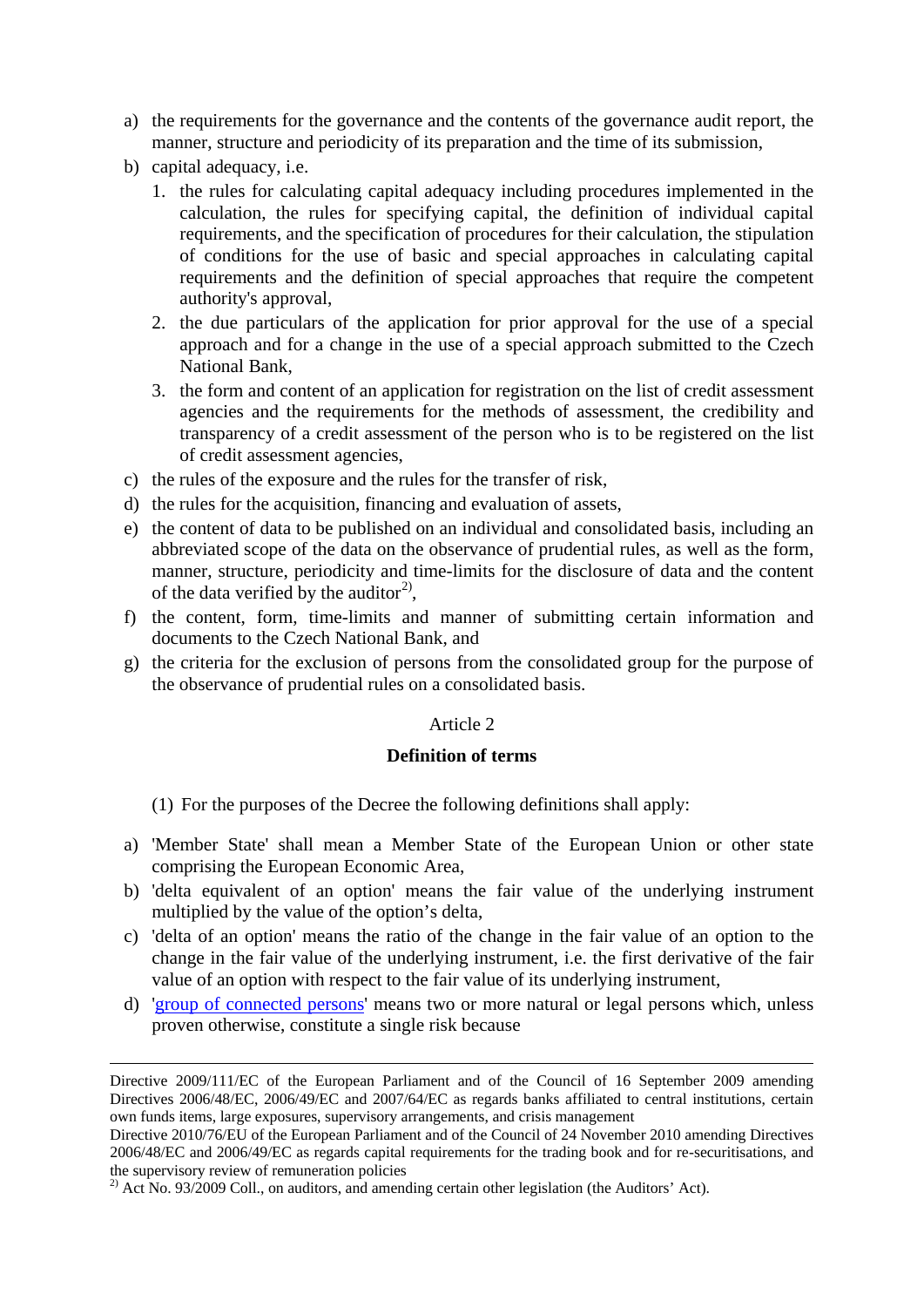a) the requirements for the governance and the contents of the governance audit report, the manner, structure and periodicity of its preparation and the time of its submission,
b) capital adequacy, i.e.
   1. the rules for calculating capital adequacy including procedures implemented in the calculation, the rules for specifying capital, the definition of individual capital requirements, and the specification of procedures for their calculation, the stipulation of conditions for the use of basic and special approaches in calculating capital requirements and the definition of special approaches that require the competent authority's approval,
   2. the due particulars of the application for prior approval for the use of a special approach and for a change in the use of a special approach submitted to the Czech National Bank,
   3. the form and content of an application for registration on the list of credit assessment agencies and the requirements for the methods of assessment, the credibility and transparency of a credit assessment of the person who is to be registered on the list of credit assessment agencies,
c) the rules of the exposure and the rules for the transfer of risk,
d) the rules for the acquisition, financing and evaluation of assets,
e) the content of data to be published on an individual and consolidated basis, including an abbreviated scope of the data on the observance of prudential rules, as well as the form, manner, structure, periodicity and time-limits for the disclosure of data and the content of the data verified by the auditor[2],
f) the content, form, time-limits and manner of submitting certain information and documents to the Czech National Bank, and
g) the criteria for the exclusion of persons from the consolidated group for the purpose of the observance of prudential rules on a consolidated basis.

Article 2

**Definition of terms**

(1) For the purposes of the Decree the following definitions shall apply:

a) 'Member State' shall mean a Member State of the European Union or other state comprising the European Economic Area,
b) 'delta equivalent of an option' means the fair value of the underlying instrument multiplied by the value of the option's delta,
c) 'delta of an option' means the ratio of the change in the fair value of an option to the change in the fair value of the underlying instrument, i.e. the first derivative of the fair value of an option with respect to the fair value of its underlying instrument,
d) 'group of connected persons' means two or more natural or legal persons which, unless proven otherwise, constitute a single risk because

---

Directive 2009/111/EC of the European Parliament and of the Council of 16 September 2009 amending Directives 2006/48/EC, 2006/49/EC and 2007/64/EC as regards banks affiliated to central institutions, certain own funds items, large exposures, supervisory arrangements, and crisis management

Directive 2010/76/EU of the European Parliament and of the Council of 24 November 2010 amending Directives 2006/48/EC and 2006/49/EC as regards capital requirements for the trading book and for re-securitisations, and the supervisory review of remuneration policies

[2] Act No. 93/2009 Coll., on auditors, and amending certain other legislation (the Auditors' Act).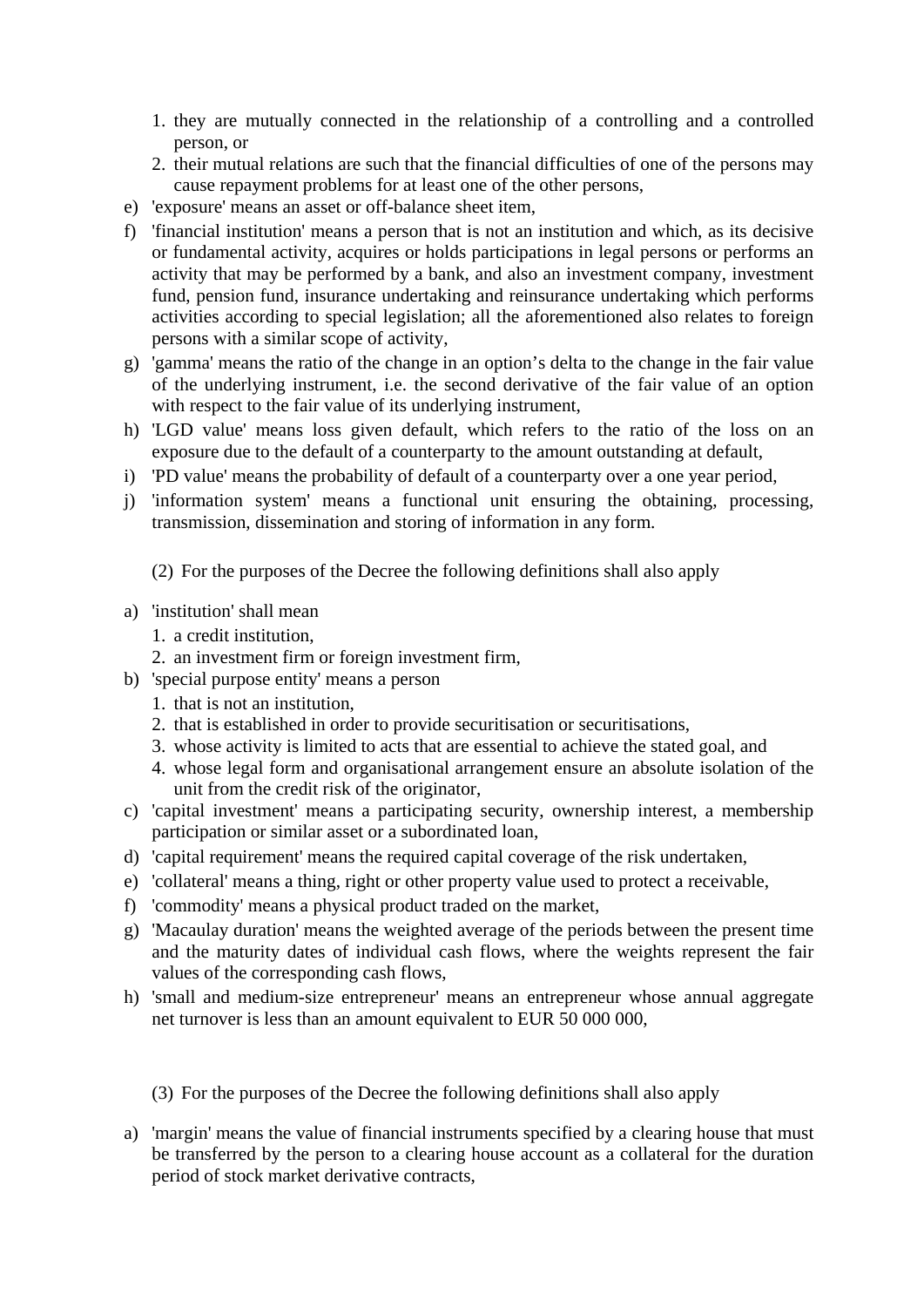1. they are mutually connected in the relationship of a controlling and a controlled person, or
2. their mutual relations are such that the financial difficulties of one of the persons may cause repayment problems for at least one of the other persons,

e) 'exposure' means an asset or off-balance sheet item,

f) 'financial institution' means a person that is not an institution and which, as its decisive or fundamental activity, acquires or holds participations in legal persons or performs an activity that may be performed by a bank, and also an investment company, investment fund, pension fund, insurance undertaking and reinsurance undertaking which performs activities according to special legislation; all the aforementioned also relates to foreign persons with a similar scope of activity,

g) 'gamma' means the ratio of the change in an option's delta to the change in the fair value of the underlying instrument, i.e. the second derivative of the fair value of an option with respect to the fair value of its underlying instrument,

h) 'LGD value' means loss given default, which refers to the ratio of the loss on an exposure due to the default of a counterparty to the amount outstanding at default,

i) 'PD value' means the probability of default of a counterparty over a one year period,

j) 'information system' means a functional unit ensuring the obtaining, processing, transmission, dissemination and storing of information in any form.

(2) For the purposes of the Decree the following definitions shall also apply

a) 'institution' shall mean
   1. a credit institution,
   2. an investment firm or foreign investment firm,

b) 'special purpose entity' means a person
   1. that is not an institution,
   2. that is established in order to provide securitisation or securitisations,
   3. whose activity is limited to acts that are essential to achieve the stated goal, and
   4. whose legal form and organisational arrangement ensure an absolute isolation of the unit from the credit risk of the originator,

c) 'capital investment' means a participating security, ownership interest, a membership participation or similar asset or a subordinated loan,

d) 'capital requirement' means the required capital coverage of the risk undertaken,

e) 'collateral' means a thing, right or other property value used to protect a receivable,

f) 'commodity' means a physical product traded on the market,

g) 'Macaulay duration' means the weighted average of the periods between the present time and the maturity dates of individual cash flows, where the weights represent the fair values of the corresponding cash flows,

h) 'small and medium-size entrepreneur' means an entrepreneur whose annual aggregate net turnover is less than an amount equivalent to EUR 50 000 000,

(3) For the purposes of the Decree the following definitions shall also apply

a) 'margin' means the value of financial instruments specified by a clearing house that must be transferred by the person to a clearing house account as a collateral for the duration period of stock market derivative contracts,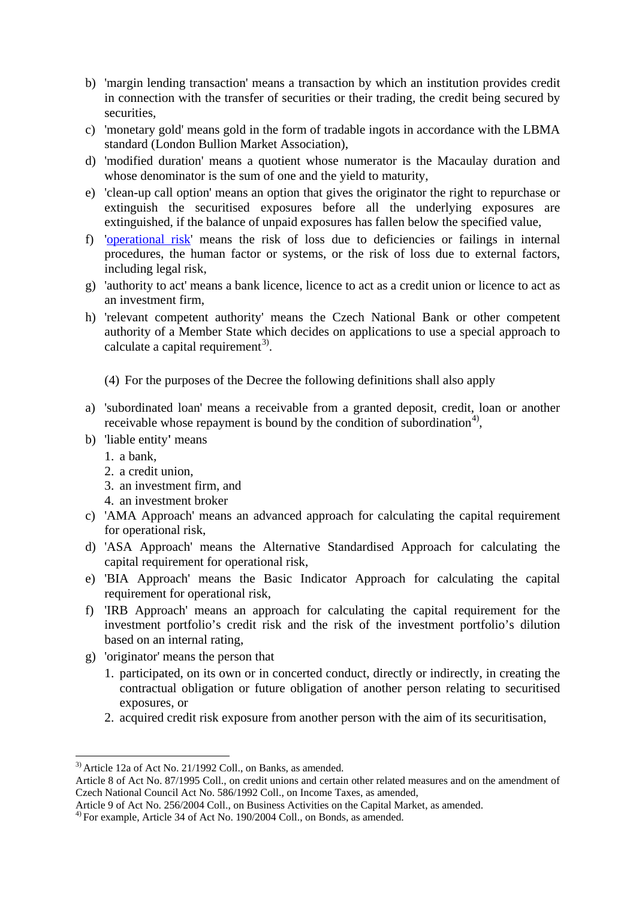b) 'margin lending transaction' means a transaction by which an institution provides credit in connection with the transfer of securities or their trading, the credit being secured by securities,

c) 'monetary gold' means gold in the form of tradable ingots in accordance with the LBMA standard (London Bullion Market Association),

d) 'modified duration' means a quotient whose numerator is the Macaulay duration and whose denominator is the sum of one and the yield to maturity,

e) 'clean-up call option' means an option that gives the originator the right to repurchase or extinguish the securitised exposures before all the underlying exposures are extinguished, if the balance of unpaid exposures has fallen below the specified value,

f) 'operational risk' means the risk of loss due to deficiencies or failings in internal procedures, the human factor or systems, or the risk of loss due to external factors, including legal risk,

g) 'authority to act' means a bank licence, licence to act as a credit union or licence to act as an investment firm,

h) 'relevant competent authority' means the Czech National Bank or other competent authority of a Member State which decides on applications to use a special approach to calculate a capital requirement[3].

(4) For the purposes of the Decree the following definitions shall also apply

a) 'subordinated loan' means a receivable from a granted deposit, credit, loan or another receivable whose repayment is bound by the condition of subordination[4],

b) 'liable entity' means
   1. a bank,
   2. a credit union,
   3. an investment firm, and
   4. an investment broker

c) 'AMA Approach' means an advanced approach for calculating the capital requirement for operational risk,

d) 'ASA Approach' means the Alternative Standardised Approach for calculating the capital requirement for operational risk,

e) 'BIA Approach' means the Basic Indicator Approach for calculating the capital requirement for operational risk,

f) 'IRB Approach' means an approach for calculating the capital requirement for the investment portfolio's credit risk and the risk of the investment portfolio's dilution based on an internal rating,

g) 'originator' means the person that
   1. participated, on its own or in concerted conduct, directly or indirectly, in creating the contractual obligation or future obligation of another person relating to securitised exposures, or
   2. acquired credit risk exposure from another person with the aim of its securitisation,

---

[3] Article 12a of Act No. 21/1992 Coll., on Banks, as amended.
Article 8 of Act No. 87/1995 Coll., on credit unions and certain other related measures and on the amendment of Czech National Council Act No. 586/1992 Coll., on Income Taxes, as amended,
Article 9 of Act No. 256/2004 Coll., on Business Activities on the Capital Market, as amended.

[4] For example, Article 34 of Act No. 190/2004 Coll., on Bonds, as amended.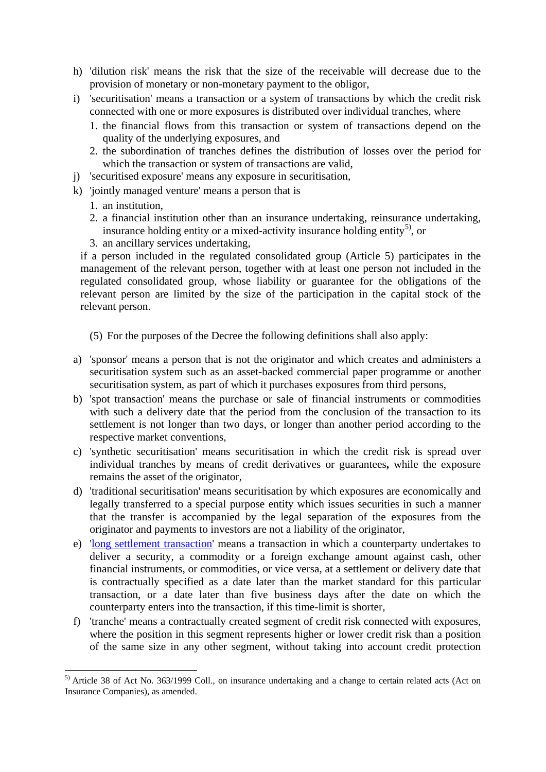h) 'dilution risk' means the risk that the size of the receivable will decrease due to the provision of monetary or non-monetary payment to the obligor,

i) 'securitisation' means a transaction or a system of transactions by which the credit risk connected with one or more exposures is distributed over individual tranches, where
   1. the financial flows from this transaction or system of transactions depend on the quality of the underlying exposures, and
   2. the subordination of tranches defines the distribution of losses over the period for which the transaction or system of transactions are valid,

j) 'securitised exposure' means any exposure in securitisation,

k) 'jointly managed venture' means a person that is
   1. an institution,
   2. a financial institution other than an insurance undertaking, reinsurance undertaking, insurance holding entity or a mixed-activity insurance holding entity[5], or
   3. an ancillary services undertaking,

   if a person included in the regulated consolidated group (Article 5) participates in the management of the relevant person, together with at least one person not included in the regulated consolidated group, whose liability or guarantee for the obligations of the relevant person are limited by the size of the participation in the capital stock of the relevant person.

(5) For the purposes of the Decree the following definitions shall also apply:

a) 'sponsor' means a person that is not the originator and which creates and administers a securitisation system such as an asset-backed commercial paper programme or another securitisation system, as part of which it purchases exposures from third persons,

b) 'spot transaction' means the purchase or sale of financial instruments or commodities with such a delivery date that the period from the conclusion of the transaction to its settlement is not longer than two days, or longer than another period according to the respective market conventions,

c) 'synthetic securitisation' means securitisation in which the credit risk is spread over individual tranches by means of credit derivatives or guarantees**,** while the exposure remains the asset of the originator,

d) 'traditional securitisation' means securitisation by which exposures are economically and legally transferred to a special purpose entity which issues securities in such a manner that the transfer is accompanied by the legal separation of the exposures from the originator and payments to investors are not a liability of the originator,

e) 'long settlement transaction' means a transaction in which a counterparty undertakes to deliver a security, a commodity or a foreign exchange amount against cash, other financial instruments, or commodities, or vice versa, at a settlement or delivery date that is contractually specified as a date later than the market standard for this particular transaction, or a date later than five business days after the date on which the counterparty enters into the transaction, if this time-limit is shorter,

f) 'tranche' means a contractually created segment of credit risk connected with exposures, where the position in this segment represents higher or lower credit risk than a position of the same size in any other segment, without taking into account credit protection

---

[5] Article 38 of Act No. 363/1999 Coll., on insurance undertaking and a change to certain related acts (Act on Insurance Companies), as amended.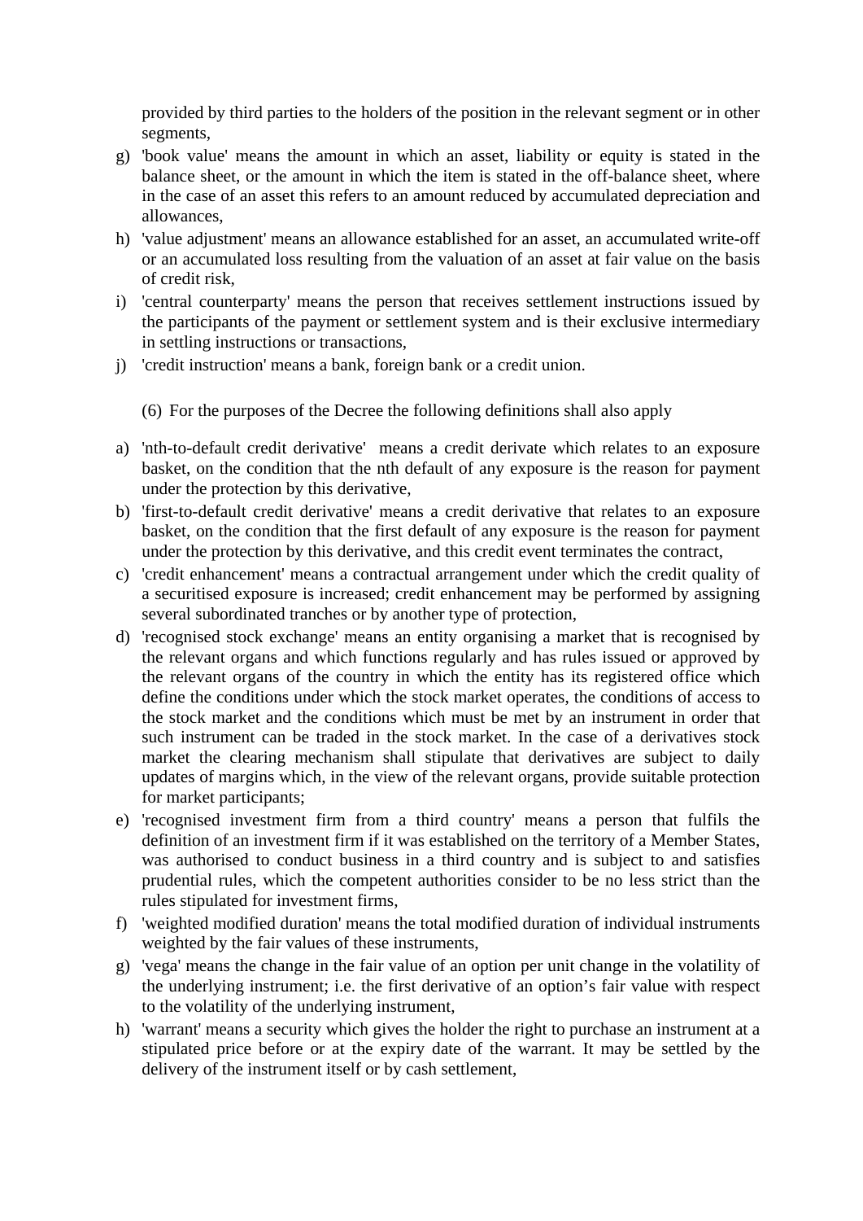provided by third parties to the holders of the position in the relevant segment or in other segments,

g) 'book value' means the amount in which an asset, liability or equity is stated in the balance sheet, or the amount in which the item is stated in the off-balance sheet, where in the case of an asset this refers to an amount reduced by accumulated depreciation and allowances,
h) 'value adjustment' means an allowance established for an asset, an accumulated write-off or an accumulated loss resulting from the valuation of an asset at fair value on the basis of credit risk,
i) 'central counterparty' means the person that receives settlement instructions issued by the participants of the payment or settlement system and is their exclusive intermediary in settling instructions or transactions,
j) 'credit instruction' means a bank, foreign bank or a credit union.

(6) For the purposes of the Decree the following definitions shall also apply

a) 'nth-to-default credit derivative' means a credit derivate which relates to an exposure basket, on the condition that the nth default of any exposure is the reason for payment under the protection by this derivative,
b) 'first-to-default credit derivative' means a credit derivative that relates to an exposure basket, on the condition that the first default of any exposure is the reason for payment under the protection by this derivative, and this credit event terminates the contract,
c) 'credit enhancement' means a contractual arrangement under which the credit quality of a securitised exposure is increased; credit enhancement may be performed by assigning several subordinated tranches or by another type of protection,
d) 'recognised stock exchange' means an entity organising a market that is recognised by the relevant organs and which functions regularly and has rules issued or approved by the relevant organs of the country in which the entity has its registered office which define the conditions under which the stock market operates, the conditions of access to the stock market and the conditions which must be met by an instrument in order that such instrument can be traded in the stock market. In the case of a derivatives stock market the clearing mechanism shall stipulate that derivatives are subject to daily updates of margins which, in the view of the relevant organs, provide suitable protection for market participants;
e) 'recognised investment firm from a third country' means a person that fulfils the definition of an investment firm if it was established on the territory of a Member States, was authorised to conduct business in a third country and is subject to and satisfies prudential rules, which the competent authorities consider to be no less strict than the rules stipulated for investment firms,
f) 'weighted modified duration' means the total modified duration of individual instruments weighted by the fair values of these instruments,
g) 'vega' means the change in the fair value of an option per unit change in the volatility of the underlying instrument; i.e. the first derivative of an option's fair value with respect to the volatility of the underlying instrument,
h) 'warrant' means a security which gives the holder the right to purchase an instrument at a stipulated price before or at the expiry date of the warrant. It may be settled by the delivery of the instrument itself or by cash settlement,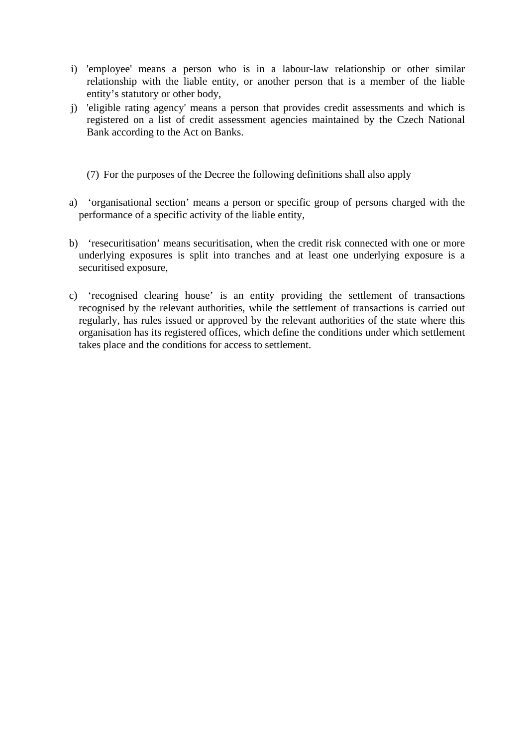i) 'employee' means a person who is in a labour-law relationship or other similar relationship with the liable entity, or another person that is a member of the liable entity's statutory or other body,

j) 'eligible rating agency' means a person that provides credit assessments and which is registered on a list of credit assessment agencies maintained by the Czech National Bank according to the Act on Banks.

(7) For the purposes of the Decree the following definitions shall also apply

a) 'organisational section' means a person or specific group of persons charged with the performance of a specific activity of the liable entity,

b) 'resecuritisation' means securitisation, when the credit risk connected with one or more underlying exposures is split into tranches and at least one underlying exposure is a securitised exposure,

c) 'recognised clearing house' is an entity providing the settlement of transactions recognised by the relevant authorities, while the settlement of transactions is carried out regularly, has rules issued or approved by the relevant authorities of the state where this organisation has its registered offices, which define the conditions under which settlement takes place and the conditions for access to settlement.